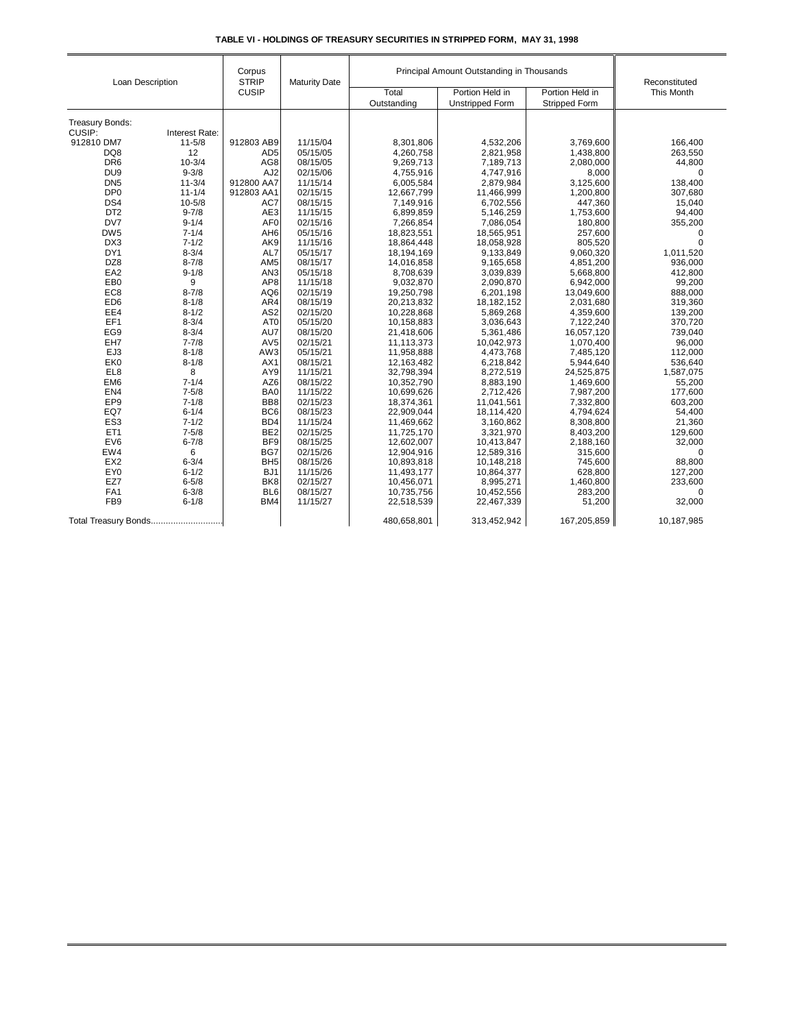**TABLE VI - HOLDINGS OF TREASURY SECURITIES IN STRIPPED FORM, MAY 31, 1998**

| Loan Description | | Corpus STRIP CUSIP | Maturity Date | Principal Amount Outstanding in Thousands | | | Reconstituted This Month |
|---|---|---|---|---|---|---|---|
| | | | | Total Outstanding | Portion Held in Unstripped Form | Portion Held in Stripped Form | |
| Treasury Bonds: | | | | | | | |
| CUSIP: | Interest Rate: | | | | | | |
| 912810 DM7 | 11-5/8 | 912803 AB9 | 11/15/04 | 8,301,806 | 4,532,206 | 3,769,600 | 166,400 |
| DQ8 | 12 | AD5 | 05/15/05 | 4,260,758 | 2,821,958 | 1,438,800 | 263,550 |
| DR6 | 10-3/4 | AG8 | 08/15/05 | 9,269,713 | 7,189,713 | 2,080,000 | 44,800 |
| DU9 | 9-3/8 | AJ2 | 02/15/06 | 4,755,916 | 4,747,916 | 8,000 | 0 |
| DN5 | 11-3/4 | 912800 AA7 | 11/15/14 | 6,005,584 | 2,879,984 | 3,125,600 | 138,400 |
| DP0 | 11-1/4 | 912803 AA1 | 02/15/15 | 12,667,799 | 11,466,999 | 1,200,800 | 307,680 |
| DS4 | 10-5/8 | AC7 | 08/15/15 | 7,149,916 | 6,702,556 | 447,360 | 15,040 |
| DT2 | 9-7/8 | AE3 | 11/15/15 | 6,899,859 | 5,146,259 | 1,753,600 | 94,400 |
| DV7 | 9-1/4 | AF0 | 02/15/16 | 7,266,854 | 7,086,054 | 180,800 | 355,200 |
| DW5 | 7-1/4 | AH6 | 05/15/16 | 18,823,551 | 18,565,951 | 257,600 | 0 |
| DX3 | 7-1/2 | AK9 | 11/15/16 | 18,864,448 | 18,058,928 | 805,520 | 0 |
| DY1 | 8-3/4 | AL7 | 05/15/17 | 18,194,169 | 9,133,849 | 9,060,320 | 1,011,520 |
| DZ8 | 8-7/8 | AM5 | 08/15/17 | 14,016,858 | 9,165,658 | 4,851,200 | 936,000 |
| EA2 | 9-1/8 | AN3 | 05/15/18 | 8,708,639 | 3,039,839 | 5,668,800 | 412,800 |
| EB0 | 9 | AP8 | 11/15/18 | 9,032,870 | 2,090,870 | 6,942,000 | 99,200 |
| EC8 | 8-7/8 | AQ6 | 02/15/19 | 19,250,798 | 6,201,198 | 13,049,600 | 888,000 |
| ED6 | 8-1/8 | AR4 | 08/15/19 | 20,213,832 | 18,182,152 | 2,031,680 | 319,360 |
| EE4 | 8-1/2 | AS2 | 02/15/20 | 10,228,868 | 5,869,268 | 4,359,600 | 139,200 |
| EF1 | 8-3/4 | AT0 | 05/15/20 | 10,158,883 | 3,036,643 | 7,122,240 | 370,720 |
| EG9 | 8-3/4 | AU7 | 08/15/20 | 21,418,606 | 5,361,486 | 16,057,120 | 739,040 |
| EH7 | 7-7/8 | AV5 | 02/15/21 | 11,113,373 | 10,042,973 | 1,070,400 | 96,000 |
| EJ3 | 8-1/8 | AW3 | 05/15/21 | 11,958,888 | 4,473,768 | 7,485,120 | 112,000 |
| EK0 | 8-1/8 | AX1 | 08/15/21 | 12,163,482 | 6,218,842 | 5,944,640 | 536,640 |
| EL8 | 8 | AY9 | 11/15/21 | 32,798,394 | 8,272,519 | 24,525,875 | 1,587,075 |
| EM6 | 7-1/4 | AZ6 | 08/15/22 | 10,352,790 | 8,883,190 | 1,469,600 | 55,200 |
| EN4 | 7-5/8 | BA0 | 11/15/22 | 10,699,626 | 2,712,426 | 7,987,200 | 177,600 |
| EP9 | 7-1/8 | BB8 | 02/15/23 | 18,374,361 | 11,041,561 | 7,332,800 | 603,200 |
| EQ7 | 6-1/4 | BC6 | 08/15/23 | 22,909,044 | 18,114,420 | 4,794,624 | 54,400 |
| ES3 | 7-1/2 | BD4 | 11/15/24 | 11,469,662 | 3,160,862 | 8,308,800 | 21,360 |
| ET1 | 7-5/8 | BE2 | 02/15/25 | 11,725,170 | 3,321,970 | 8,403,200 | 129,600 |
| EV6 | 6-7/8 | BF9 | 08/15/25 | 12,602,007 | 10,413,847 | 2,188,160 | 32,000 |
| EW4 | 6 | BG7 | 02/15/26 | 12,904,916 | 12,589,316 | 315,600 | 0 |
| EX2 | 6-3/4 | BH5 | 08/15/26 | 10,893,818 | 10,148,218 | 745,600 | 88,800 |
| EY0 | 6-1/2 | BJ1 | 11/15/26 | 11,493,177 | 10,864,377 | 628,800 | 127,200 |
| EZ7 | 6-5/8 | BK8 | 02/15/27 | 10,456,071 | 8,995,271 | 1,460,800 | 233,600 |
| FA1 | 6-3/8 | BL6 | 08/15/27 | 10,735,756 | 10,452,556 | 283,200 | 0 |
| FB9 | 6-1/8 | BM4 | 11/15/27 | 22,518,539 | 22,467,339 | 51,200 | 32,000 |
| Total Treasury Bonds............................ | | | | 480,658,801 | 313,452,942 | 167,205,859 | 10,187,985 |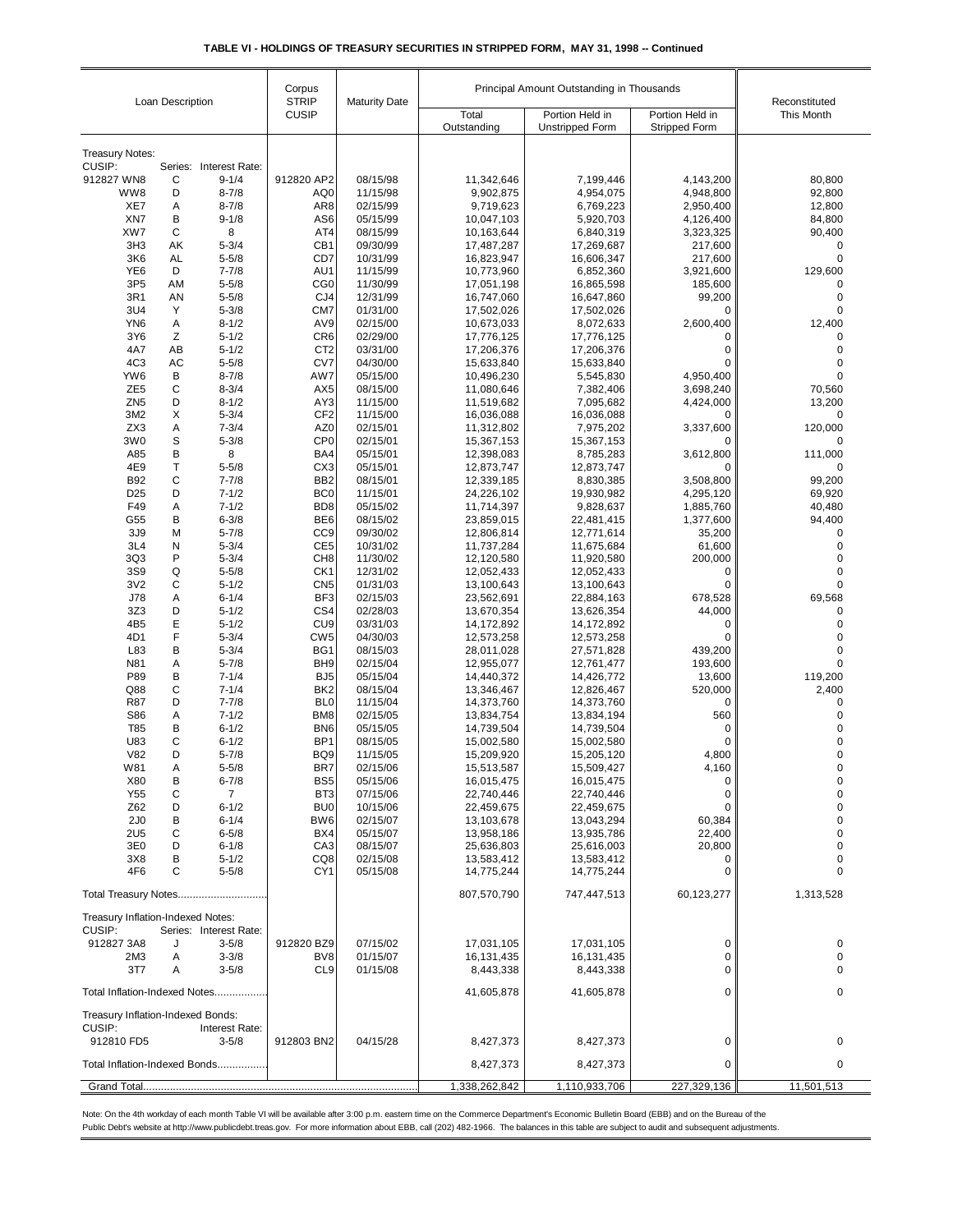**TABLE VI - HOLDINGS OF TREASURY SECURITIES IN STRIPPED FORM, MAY 31, 1998 -- Continued**

| Loan Description | | | Corpus STRIP CUSIP | Maturity Date | Principal Amount Outstanding in Thousands | | | Reconstituted This Month |
|---|---|---|---|---|---|---|---|---|
| | | | | | Total Outstanding | Portion Held in Unstripped Form | Portion Held in Stripped Form | |
| Treasury Notes: | | | | | | | | |
| CUSIP: | Series: | Interest Rate: | | | | | | |
| 912827 WN8 | C | 9-1/4 | 912820 AP2 | 08/15/98 | 11,342,646 | 7,199,446 | 4,143,200 | 80,800 |
| WW8 | D | 8-7/8 | AQ0 | 11/15/98 | 9,902,875 | 4,954,075 | 4,948,800 | 92,800 |
| XE7 | A | 8-7/8 | AR8 | 02/15/99 | 9,719,623 | 6,769,223 | 2,950,400 | 12,800 |
| XN7 | B | 9-1/8 | AS6 | 05/15/99 | 10,047,103 | 5,920,703 | 4,126,400 | 84,800 |
| XW7 | C | 8 | AT4 | 08/15/99 | 10,163,644 | 6,840,319 | 3,323,325 | 90,400 |
| 3H3 | AK | 5-3/4 | CB1 | 09/30/99 | 17,487,287 | 17,269,687 | 217,600 | 0 |
| 3K6 | AL | 5-5/8 | CD7 | 10/31/99 | 16,823,947 | 16,606,347 | 217,600 | 0 |
| YE6 | D | 7-7/8 | AU1 | 11/15/99 | 10,773,960 | 6,852,360 | 3,921,600 | 129,600 |
| 3P5 | AM | 5-5/8 | CG0 | 11/30/99 | 17,051,198 | 16,865,598 | 185,600 | 0 |
| 3R1 | AN | 5-5/8 | CJ4 | 12/31/99 | 16,747,060 | 16,647,860 | 99,200 | 0 |
| 3U4 | Y | 5-3/8 | CM7 | 01/31/00 | 17,502,026 | 17,502,026 | 0 | 0 |
| YN6 | A | 8-1/2 | AV9 | 02/15/00 | 10,673,033 | 8,072,633 | 2,600,400 | 12,400 |
| 3Y6 | Z | 5-1/2 | CR6 | 02/29/00 | 17,776,125 | 17,776,125 | 0 | 0 |
| 4A7 | AB | 5-1/2 | CT2 | 03/31/00 | 17,206,376 | 17,206,376 | 0 | 0 |
| 4C3 | AC | 5-5/8 | CV7 | 04/30/00 | 15,633,840 | 15,633,840 | 0 | 0 |
| YW6 | B | 8-7/8 | AW7 | 05/15/00 | 10,496,230 | 5,545,830 | 4,950,400 | 0 |
| ZE5 | C | 8-3/4 | AX5 | 08/15/00 | 11,080,646 | 7,382,406 | 3,698,240 | 70,560 |
| ZN5 | D | 8-1/2 | AY3 | 11/15/00 | 11,519,682 | 7,095,682 | 4,424,000 | 13,200 |
| 3M2 | X | 5-3/4 | CF2 | 11/15/00 | 16,036,088 | 16,036,088 | 0 | 0 |
| ZX3 | A | 7-3/4 | AZ0 | 02/15/01 | 11,312,802 | 7,975,202 | 3,337,600 | 120,000 |
| 3W0 | S | 5-3/8 | CP0 | 02/15/01 | 15,367,153 | 15,367,153 | 0 | 0 |
| A85 | B | 8 | BA4 | 05/15/01 | 12,398,083 | 8,785,283 | 3,612,800 | 111,000 |
| 4E9 | T | 5-5/8 | CX3 | 05/15/01 | 12,873,747 | 12,873,747 | 0 | 0 |
| B92 | C | 7-7/8 | BB2 | 08/15/01 | 12,339,185 | 8,830,385 | 3,508,800 | 99,200 |
| D25 | D | 7-1/2 | BC0 | 11/15/01 | 24,226,102 | 19,930,982 | 4,295,120 | 69,920 |
| F49 | A | 7-1/2 | BD8 | 05/15/02 | 11,714,397 | 9,828,637 | 1,885,760 | 40,480 |
| G55 | B | 6-3/8 | BE6 | 08/15/02 | 23,859,015 | 22,481,415 | 1,377,600 | 94,400 |
| 3J9 | M | 5-7/8 | CC9 | 09/30/02 | 12,806,814 | 12,771,614 | 35,200 | 0 |
| 3L4 | N | 5-3/4 | CE5 | 10/31/02 | 11,737,284 | 11,675,684 | 61,600 | 0 |
| 3Q3 | P | 5-3/4 | CH8 | 11/30/02 | 12,120,580 | 11,920,580 | 200,000 | 0 |
| 3S9 | Q | 5-5/8 | CK1 | 12/31/02 | 12,052,433 | 12,052,433 | 0 | 0 |
| 3V2 | C | 5-1/2 | CN5 | 01/31/03 | 13,100,643 | 13,100,643 | 0 | 0 |
| J78 | A | 6-1/4 | BF3 | 02/15/03 | 23,562,691 | 22,884,163 | 678,528 | 69,568 |
| 3Z3 | D | 5-1/2 | CS4 | 02/28/03 | 13,670,354 | 13,626,354 | 44,000 | 0 |
| 4B5 | E | 5-1/2 | CU9 | 03/31/03 | 14,172,892 | 14,172,892 | 0 | 0 |
| 4D1 | F | 5-3/4 | CW5 | 04/30/03 | 12,573,258 | 12,573,258 | 0 | 0 |
| L83 | B | 5-3/4 | BG1 | 08/15/03 | 28,011,028 | 27,571,828 | 439,200 | 0 |
| N81 | A | 5-7/8 | BH9 | 02/15/04 | 12,955,077 | 12,761,477 | 193,600 | 0 |
| P89 | B | 7-1/4 | BJ5 | 05/15/04 | 14,440,372 | 14,426,772 | 13,600 | 119,200 |
| Q88 | C | 7-1/4 | BK2 | 08/15/04 | 13,346,467 | 12,826,467 | 520,000 | 2,400 |
| R87 | D | 7-7/8 | BL0 | 11/15/04 | 14,373,760 | 14,373,760 | 0 | 0 |
| S86 | A | 7-1/2 | BM8 | 02/15/05 | 13,834,754 | 13,834,194 | 560 | 0 |
| T85 | B | 6-1/2 | BN6 | 05/15/05 | 14,739,504 | 14,739,504 | 0 | 0 |
| U83 | C | 6-1/2 | BP1 | 08/15/05 | 15,002,580 | 15,002,580 | 0 | 0 |
| V82 | D | 5-7/8 | BQ9 | 11/15/05 | 15,209,920 | 15,205,120 | 4,800 | 0 |
| W81 | A | 5-5/8 | BR7 | 02/15/06 | 15,513,587 | 15,509,427 | 4,160 | 0 |
| X80 | B | 6-7/8 | BS5 | 05/15/06 | 16,015,475 | 16,015,475 | 0 | 0 |
| Y55 | C | 7 | BT3 | 07/15/06 | 22,740,446 | 22,740,446 | 0 | 0 |
| Z62 | D | 6-1/2 | BU0 | 10/15/06 | 22,459,675 | 22,459,675 | 0 | 0 |
| 2J0 | B | 6-1/4 | BW6 | 02/15/07 | 13,103,678 | 13,043,294 | 60,384 | 0 |
| 2U5 | C | 6-5/8 | BX4 | 05/15/07 | 13,958,186 | 13,935,786 | 22,400 | 0 |
| 3E0 | D | 6-1/8 | CA3 | 08/15/07 | 25,636,803 | 25,616,003 | 20,800 | 0 |
| 3X8 | B | 5-1/2 | CQ8 | 02/15/08 | 13,583,412 | 13,583,412 | 0 | 0 |
| 4F6 | C | 5-5/8 | CY1 | 05/15/08 | 14,775,244 | 14,775,244 | 0 | 0 |
| Total Treasury Notes............................ | | | | | 807,570,790 | 747,447,513 | 60,123,277 | 1,313,528 |
| Treasury Inflation-Indexed Notes: | | | | | | | | |
| CUSIP: | Series: | Interest Rate: | | | | | | |
| 912827 3A8 | J | 3-5/8 | 912820 BZ9 | 07/15/02 | 17,031,105 | 17,031,105 | 0 | 0 |
| 2M3 | A | 3-3/8 | BV8 | 01/15/07 | 16,131,435 | 16,131,435 | 0 | 0 |
| 3T7 | A | 3-5/8 | CL9 | 01/15/08 | 8,443,338 | 8,443,338 | 0 | 0 |
| Total Inflation-Indexed Notes................. | | | | | 41,605,878 | 41,605,878 | 0 | 0 |
| Treasury Inflation-Indexed Bonds: | | | | | | | | |
| CUSIP: | | Interest Rate: | | | | | | |
| 912810 FD5 | | 3-5/8 | 912803 BN2 | 04/15/28 | 8,427,373 | 8,427,373 | 0 | 0 |
| Total Inflation-Indexed Bonds................ | | | | | 8,427,373 | 8,427,373 | 0 | 0 |
| Grand Total.......................................................................... | | | | | 1,338,262,842 | 1,110,933,706 | 227,329,136 | 11,501,513 |

Note: On the 4th workday of each month Table VI will be available after 3:00 p.m. eastern time on the Commerce Department's Economic Bulletin Board (EBB) and on the Bureau of the Public Debt's website at http://www.publicdebt.treas.gov. For more information about EBB, call (202) 482-1966. The balances in this table are subject to audit and subsequent adjustments.